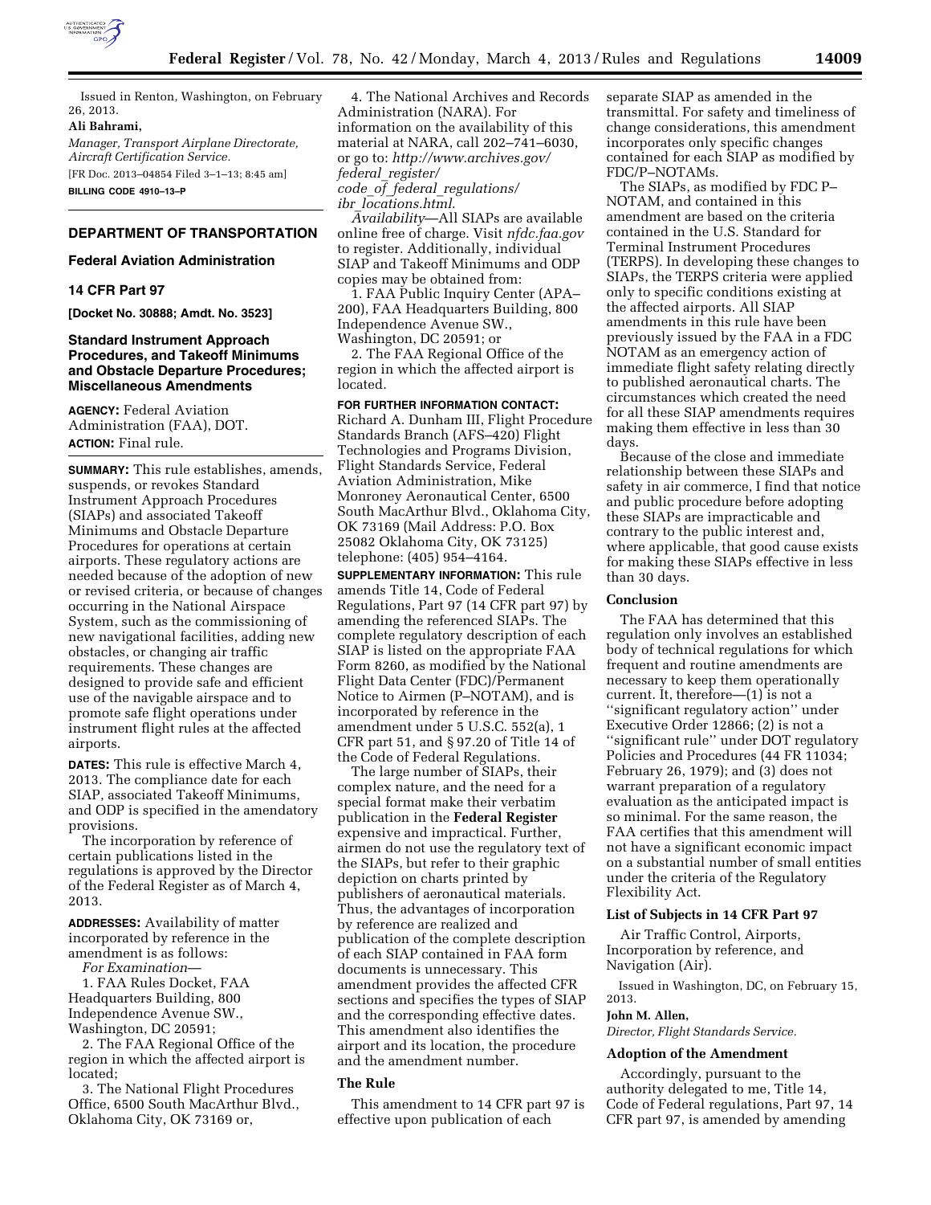Issued in Renton, Washington, on February 26, 2013.

**Ali Bahrami,**

*Manager, Transport Airplane Directorate, Aircraft Certification Service.*

[FR Doc. 2013–04854 Filed 3–1–13; 8:45 am]

**BILLING CODE 4910–13–P**

## DEPARTMENT OF TRANSPORTATION

### Federal Aviation Administration

### 14 CFR Part 97

**[Docket No. 30888; Amdt. No. 3523]**

### Standard Instrument Approach Procedures, and Takeoff Minimums and Obstacle Departure Procedures; Miscellaneous Amendments

**AGENCY:** Federal Aviation Administration (FAA), DOT.

**ACTION:** Final rule.

**SUMMARY:** This rule establishes, amends, suspends, or revokes Standard Instrument Approach Procedures (SIAPs) and associated Takeoff Minimums and Obstacle Departure Procedures for operations at certain airports. These regulatory actions are needed because of the adoption of new or revised criteria, or because of changes occurring in the National Airspace System, such as the commissioning of new navigational facilities, adding new obstacles, or changing air traffic requirements. These changes are designed to provide safe and efficient use of the navigable airspace and to promote safe flight operations under instrument flight rules at the affected airports.

**DATES:** This rule is effective March 4, 2013. The compliance date for each SIAP, associated Takeoff Minimums, and ODP is specified in the amendatory provisions.

The incorporation by reference of certain publications listed in the regulations is approved by the Director of the Federal Register as of March 4, 2013.

**ADDRESSES:** Availability of matter incorporated by reference in the amendment is as follows:

*For Examination*—

1. FAA Rules Docket, FAA Headquarters Building, 800 Independence Avenue SW., Washington, DC 20591;

2. The FAA Regional Office of the region in which the affected airport is located;

3. The National Flight Procedures Office, 6500 South MacArthur Blvd., Oklahoma City, OK 73169 or,

4. The National Archives and Records Administration (NARA). For information on the availability of this material at NARA, call 202–741–6030, or go to: *http://www.archives.gov/federal_register/code_of_federal_regulations/ibr_locations.html*.

*Availability*—All SIAPs are available online free of charge. Visit *nfdc.faa.gov* to register. Additionally, individual SIAP and Takeoff Minimums and ODP copies may be obtained from:

1. FAA Public Inquiry Center (APA–200), FAA Headquarters Building, 800 Independence Avenue SW., Washington, DC 20591; or

2. The FAA Regional Office of the region in which the affected airport is located.

**FOR FURTHER INFORMATION CONTACT:** Richard A. Dunham III, Flight Procedure Standards Branch (AFS–420) Flight Technologies and Programs Division, Flight Standards Service, Federal Aviation Administration, Mike Monroney Aeronautical Center, 6500 South MacArthur Blvd., Oklahoma City, OK 73169 (Mail Address: P.O. Box 25082 Oklahoma City, OK 73125) telephone: (405) 954–4164.

**SUPPLEMENTARY INFORMATION:** This rule amends Title 14, Code of Federal Regulations, Part 97 (14 CFR part 97) by amending the referenced SIAPs. The complete regulatory description of each SIAP is listed on the appropriate FAA Form 8260, as modified by the National Flight Data Center (FDC)/Permanent Notice to Airmen (P–NOTAM), and is incorporated by reference in the amendment under 5 U.S.C. 552(a), 1 CFR part 51, and § 97.20 of Title 14 of the Code of Federal Regulations.

The large number of SIAPs, their complex nature, and the need for a special format make their verbatim publication in the **Federal Register** expensive and impractical. Further, airmen do not use the regulatory text of the SIAPs, but refer to their graphic depiction on charts printed by publishers of aeronautical materials. Thus, the advantages of incorporation by reference are realized and publication of the complete description of each SIAP contained in FAA form documents is unnecessary. This amendment provides the affected CFR sections and specifies the types of SIAP and the corresponding effective dates. This amendment also identifies the airport and its location, the procedure and the amendment number.

### The Rule

This amendment to 14 CFR part 97 is effective upon publication of each separate SIAP as amended in the transmittal. For safety and timeliness of change considerations, this amendment incorporates only specific changes contained for each SIAP as modified by FDC/P–NOTAMs.

The SIAPs, as modified by FDC P–NOTAM, and contained in this amendment are based on the criteria contained in the U.S. Standard for Terminal Instrument Procedures (TERPS). In developing these changes to SIAPs, the TERPS criteria were applied only to specific conditions existing at the affected airports. All SIAP amendments in this rule have been previously issued by the FAA in a FDC NOTAM as an emergency action of immediate flight safety relating directly to published aeronautical charts. The circumstances which created the need for all these SIAP amendments requires making them effective in less than 30 days.

Because of the close and immediate relationship between these SIAPs and safety in air commerce, I find that notice and public procedure before adopting these SIAPs are impracticable and contrary to the public interest and, where applicable, that good cause exists for making these SIAPs effective in less than 30 days.

### Conclusion

The FAA has determined that this regulation only involves an established body of technical regulations for which frequent and routine amendments are necessary to keep them operationally current. It, therefore—(1) is not a ''significant regulatory action'' under Executive Order 12866; (2) is not a ''significant rule'' under DOT regulatory Policies and Procedures (44 FR 11034; February 26, 1979); and (3) does not warrant preparation of a regulatory evaluation as the anticipated impact is so minimal. For the same reason, the FAA certifies that this amendment will not have a significant economic impact on a substantial number of small entities under the criteria of the Regulatory Flexibility Act.

### List of Subjects in 14 CFR Part 97

Air Traffic Control, Airports, Incorporation by reference, and Navigation (Air).

Issued in Washington, DC, on February 15, 2013.

**John M. Allen,**

*Director, Flight Standards Service.*

### Adoption of the Amendment

Accordingly, pursuant to the authority delegated to me, Title 14, Code of Federal regulations, Part 97, 14 CFR part 97, is amended by amending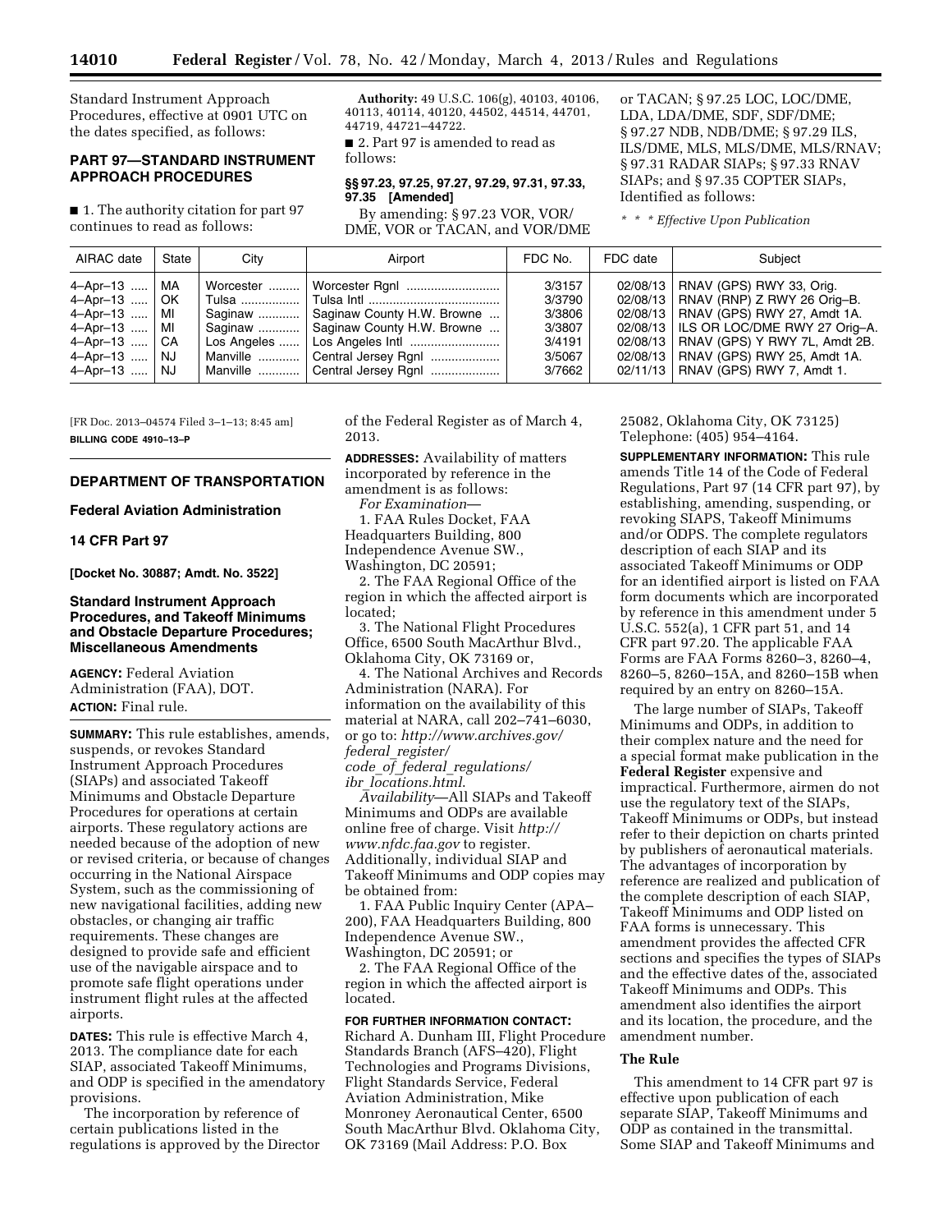Standard Instrument Approach Procedures, effective at 0901 UTC on the dates specified, as follows:

## PART 97—STANDARD INSTRUMENT APPROACH PROCEDURES

■ 1. The authority citation for part 97 continues to read as follows:

**Authority:** 49 U.S.C. 106(g), 40103, 40106, 40113, 40114, 40120, 44502, 44514, 44701, 44719, 44721–44722.

■ 2. Part 97 is amended to read as follows:

**§§ 97.23, 97.25, 97.27, 97.29, 97.31, 97.33, 97.35 [Amended]**

By amending: § 97.23 VOR, VOR/DME, VOR or TACAN, and VOR/DME or TACAN; § 97.25 LOC, LOC/DME, LDA, LDA/DME, SDF, SDF/DME; § 97.27 NDB, NDB/DME; § 97.29 ILS, ILS/DME, MLS, MLS/DME, MLS/RNAV; § 97.31 RADAR SIAPs; § 97.33 RNAV SIAPs; and § 97.35 COPTER SIAPs, Identified as follows:

*\* \* \* Effective Upon Publication*

| AIRAC date | State | City | Airport | FDC No. | FDC date | Subject |
|---|---|---|---|---|---|---|
| 4–Apr–13 | MA | Worcester | Worcester Rgnl | 3/3157 | 02/08/13 | RNAV (GPS) RWY 33, Orig. |
| 4–Apr–13 | OK | Tulsa | Tulsa Intl | 3/3790 | 02/08/13 | RNAV (RNP) Z RWY 26 Orig–B. |
| 4–Apr–13 | MI | Saginaw | Saginaw County H.W. Browne | 3/3806 | 02/08/13 | RNAV (GPS) RWY 27, Amdt 1A. |
| 4–Apr–13 | MI | Saginaw | Saginaw County H.W. Browne | 3/3807 | 02/08/13 | ILS OR LOC/DME RWY 27 Orig–A. |
| 4–Apr–13 | CA | Los Angeles | Los Angeles Intl | 3/4191 | 02/08/13 | RNAV (GPS) Y RWY 7L, Amdt 2B. |
| 4–Apr–13 | NJ | Manville | Central Jersey Rgnl | 3/5067 | 02/08/13 | RNAV (GPS) RWY 25, Amdt 1A. |
| 4–Apr–13 | NJ | Manville | Central Jersey Rgnl | 3/7662 | 02/11/13 | RNAV (GPS) RWY 7, Amdt 1. |

[FR Doc. 2013–04574 Filed 3–1–13; 8:45 am]

**BILLING CODE 4910–13–P**

## DEPARTMENT OF TRANSPORTATION

### Federal Aviation Administration

### 14 CFR Part 97

**[Docket No. 30887; Amdt. No. 3522]**

### Standard Instrument Approach Procedures, and Takeoff Minimums and Obstacle Departure Procedures; Miscellaneous Amendments

**AGENCY:** Federal Aviation Administration (FAA), DOT.

**ACTION:** Final rule.

**SUMMARY:** This rule establishes, amends, suspends, or revokes Standard Instrument Approach Procedures (SIAPs) and associated Takeoff Minimums and Obstacle Departure Procedures for operations at certain airports. These regulatory actions are needed because of the adoption of new or revised criteria, or because of changes occurring in the National Airspace System, such as the commissioning of new navigational facilities, adding new obstacles, or changing air traffic requirements. These changes are designed to provide safe and efficient use of the navigable airspace and to promote safe flight operations under instrument flight rules at the affected airports.

**DATES:** This rule is effective March 4, 2013. The compliance date for each SIAP, associated Takeoff Minimums, and ODP is specified in the amendatory provisions.

The incorporation by reference of certain publications listed in the regulations is approved by the Director of the Federal Register as of March 4, 2013.

**ADDRESSES:** Availability of matters incorporated by reference in the amendment is as follows:

*For Examination*—

1. FAA Rules Docket, FAA Headquarters Building, 800 Independence Avenue SW., Washington, DC 20591;

2. The FAA Regional Office of the region in which the affected airport is located;

3. The National Flight Procedures Office, 6500 South MacArthur Blvd., Oklahoma City, OK 73169 or,

4. The National Archives and Records Administration (NARA). For information on the availability of this material at NARA, call 202–741–6030, or go to: *http://www.archives.gov/federal_register/code_of_federal_regulations/ibr_locations.html*.

*Availability*—All SIAPs and Takeoff Minimums and ODPs are available online free of charge. Visit *http://www.nfdc.faa.gov* to register. Additionally, individual SIAP and Takeoff Minimums and ODP copies may be obtained from:

1. FAA Public Inquiry Center (APA–200), FAA Headquarters Building, 800 Independence Avenue SW., Washington, DC 20591; or

2. The FAA Regional Office of the region in which the affected airport is located.

**FOR FURTHER INFORMATION CONTACT:** Richard A. Dunham III, Flight Procedure Standards Branch (AFS–420), Flight Technologies and Programs Divisions, Flight Standards Service, Federal Aviation Administration, Mike Monroney Aeronautical Center, 6500 South MacArthur Blvd. Oklahoma City, OK 73169 (Mail Address: P.O. Box 25082, Oklahoma City, OK 73125) Telephone: (405) 954–4164.

**SUPPLEMENTARY INFORMATION:** This rule amends Title 14 of the Code of Federal Regulations, Part 97 (14 CFR part 97), by establishing, amending, suspending, or revoking SIAPS, Takeoff Minimums and/or ODPS. The complete regulators description of each SIAP and its associated Takeoff Minimums or ODP for an identified airport is listed on FAA form documents which are incorporated by reference in this amendment under 5 U.S.C. 552(a), 1 CFR part 51, and 14 CFR part 97.20. The applicable FAA Forms are FAA Forms 8260–3, 8260–4, 8260–5, 8260–15A, and 8260–15B when required by an entry on 8260–15A.

The large number of SIAPs, Takeoff Minimums and ODPs, in addition to their complex nature and the need for a special format make publication in the **Federal Register** expensive and impractical. Furthermore, airmen do not use the regulatory text of the SIAPs, Takeoff Minimums or ODPs, but instead refer to their depiction on charts printed by publishers of aeronautical materials. The advantages of incorporation by reference are realized and publication of the complete description of each SIAP, Takeoff Minimums and ODP listed on FAA forms is unnecessary. This amendment provides the affected CFR sections and specifies the types of SIAPs and the effective dates of the, associated Takeoff Minimums and ODPs. This amendment also identifies the airport and its location, the procedure, and the amendment number.

### The Rule

This amendment to 14 CFR part 97 is effective upon publication of each separate SIAP, Takeoff Minimums and ODP as contained in the transmittal. Some SIAP and Takeoff Minimums and